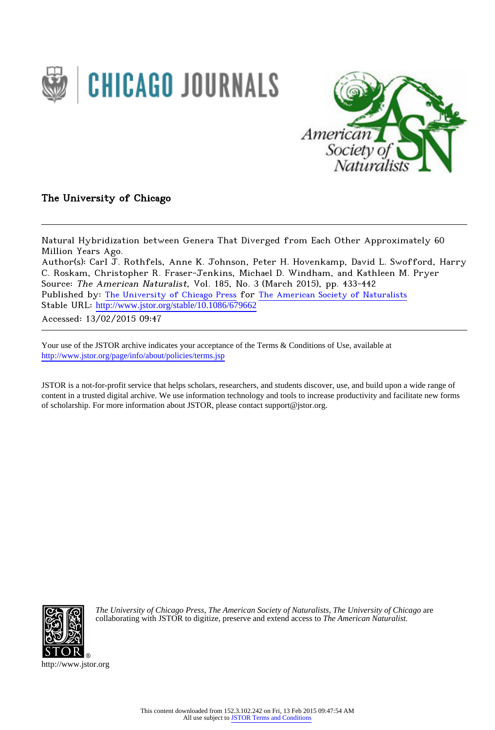The University of Chicago

---

Natural Hybridization between Genera That Diverged from Each Other Approximately 60 Million Years Ago.

Author(s): Carl J. Rothfels, Anne K. Johnson, Peter H. Hovenkamp, David L. Swofford, Harry C. Roskam, Christopher R. Fraser-Jenkins, Michael D. Windham, and Kathleen M. Pryer

Source: *The American Naturalist*, Vol. 185, No. 3 (March 2015), pp. 433-442

Published by: The University of Chicago Press for The American Society of Naturalists

Stable URL: http://www.jstor.org/stable/10.1086/679662

Accessed: 13/02/2015 09:47

---

Your use of the JSTOR archive indicates your acceptance of the Terms & Conditions of Use, available at http://www.jstor.org/page/info/about/policies/terms.jsp

JSTOR is a not-for-profit service that helps scholars, researchers, and students discover, use, and build upon a wide range of content in a trusted digital archive. We use information technology and tools to increase productivity and facilitate new forms of scholarship. For more information about JSTOR, please contact support@jstor.org.

*The University of Chicago Press*, *The American Society of Naturalists*, *The University of Chicago* are collaborating with JSTOR to digitize, preserve and extend access to *The American Naturalist.*

http://www.jstor.org

This content downloaded from 152.3.102.242 on Fri, 13 Feb 2015 09:47:54 AM
All use subject to JSTOR Terms and Conditions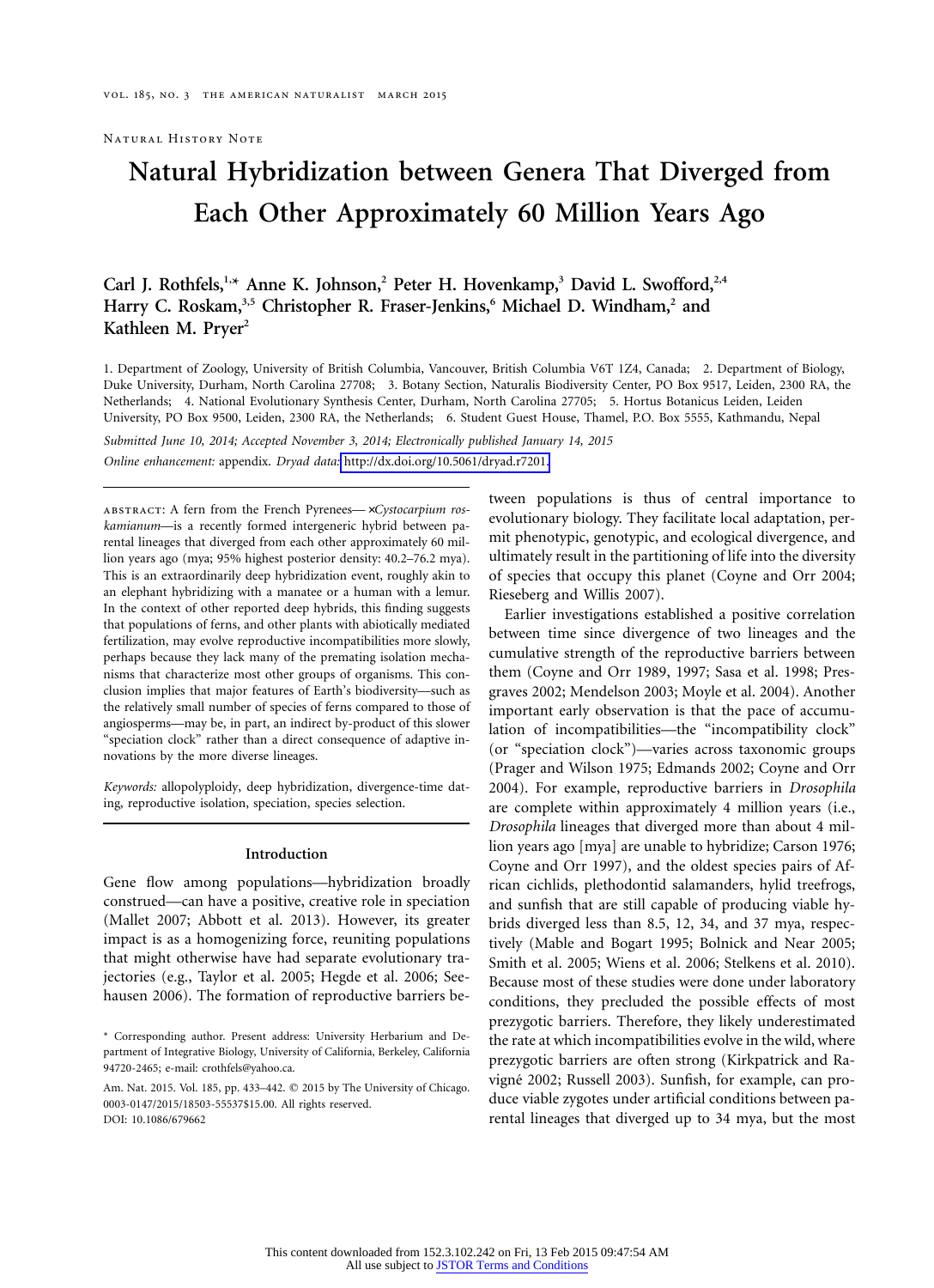Natural History Note

# Natural Hybridization between Genera That Diverged from Each Other Approximately 60 Million Years Ago

**Carl J. Rothfels,[1,*] Anne K. Johnson,[2] Peter H. Hovenkamp,[3] David L. Swofford,[2,4] Harry C. Roskam,[3,5] Christopher R. Fraser-Jenkins,[6] Michael D. Windham,[2] and Kathleen M. Pryer[2]**

1. Department of Zoology, University of British Columbia, Vancouver, British Columbia V6T 1Z4, Canada; 2. Department of Biology, Duke University, Durham, North Carolina 27708; 3. Botany Section, Naturalis Biodiversity Center, PO Box 9517, Leiden, 2300 RA, the Netherlands; 4. National Evolutionary Synthesis Center, Durham, North Carolina 27705; 5. Hortus Botanicus Leiden, Leiden University, PO Box 9500, Leiden, 2300 RA, the Netherlands; 6. Student Guest House, Thamel, P.O. Box 5555, Kathmandu, Nepal

*Submitted June 10, 2014; Accepted November 3, 2014; Electronically published January 14, 2015*

*Online enhancement:* appendix. *Dryad data:* http://dx.doi.org/10.5061/dryad.r7201.

abstract: A fern from the French Pyrenees—×*Cystocarpium roskamianum*—is a recently formed intergeneric hybrid between parental lineages that diverged from each other approximately 60 million years ago (mya; 95% highest posterior density: 40.2–76.2 mya). This is an extraordinarily deep hybridization event, roughly akin to an elephant hybridizing with a manatee or a human with a lemur. In the context of other reported deep hybrids, this finding suggests that populations of ferns, and other plants with abiotically mediated fertilization, may evolve reproductive incompatibilities more slowly, perhaps because they lack many of the premating isolation mechanisms that characterize most other groups of organisms. This conclusion implies that major features of Earth's biodiversity—such as the relatively small number of species of ferns compared to those of angiosperms—may be, in part, an indirect by-product of this slower "speciation clock" rather than a direct consequence of adaptive innovations by the more diverse lineages.

*Keywords:* allopolyploidy, deep hybridization, divergence-time dating, reproductive isolation, speciation, species selection.

## Introduction

Gene flow among populations—hybridization broadly construed—can have a positive, creative role in speciation (Mallet 2007; Abbott et al. 2013). However, its greater impact is as a homogenizing force, reuniting populations that might otherwise have had separate evolutionary trajectories (e.g., Taylor et al. 2005; Hegde et al. 2006; Seehausen 2006). The formation of reproductive barriers between populations is thus of central importance to evolutionary biology. They facilitate local adaptation, permit phenotypic, genotypic, and ecological divergence, and ultimately result in the partitioning of life into the diversity of species that occupy this planet (Coyne and Orr 2004; Rieseberg and Willis 2007).

Earlier investigations established a positive correlation between time since divergence of two lineages and the cumulative strength of the reproductive barriers between them (Coyne and Orr 1989, 1997; Sasa et al. 1998; Presgraves 2002; Mendelson 2003; Moyle et al. 2004). Another important early observation is that the pace of accumulation of incompatibilities—the "incompatibility clock" (or "speciation clock")—varies across taxonomic groups (Prager and Wilson 1975; Edmands 2002; Coyne and Orr 2004). For example, reproductive barriers in *Drosophila* are complete within approximately 4 million years (i.e., *Drosophila* lineages that diverged more than about 4 million years ago [mya] are unable to hybridize; Carson 1976; Coyne and Orr 1997), and the oldest species pairs of African cichlids, plethodontid salamanders, hylid treefrogs, and sunfish that are still capable of producing viable hybrids diverged less than 8.5, 12, 34, and 37 mya, respectively (Mable and Bogart 1995; Bolnick and Near 2005; Smith et al. 2005; Wiens et al. 2006; Stelkens et al. 2010). Because most of these studies were done under laboratory conditions, they precluded the possible effects of most prezygotic barriers. Therefore, they likely underestimated the rate at which incompatibilities evolve in the wild, where prezygotic barriers are often strong (Kirkpatrick and Ravigné 2002; Russell 2003). Sunfish, for example, can produce viable zygotes under artificial conditions between parental lineages that diverged up to 34 mya, but the most

\* Corresponding author. Present address: University Herbarium and Department of Integrative Biology, University of California, Berkeley, California 94720-2465; e-mail: crothfels@yahoo.ca.

Am. Nat. 2015. Vol. 185, pp. 433–442. © 2015 by The University of Chicago. 0003-0147/2015/18503-55537$15.00. All rights reserved.
DOI: 10.1086/679662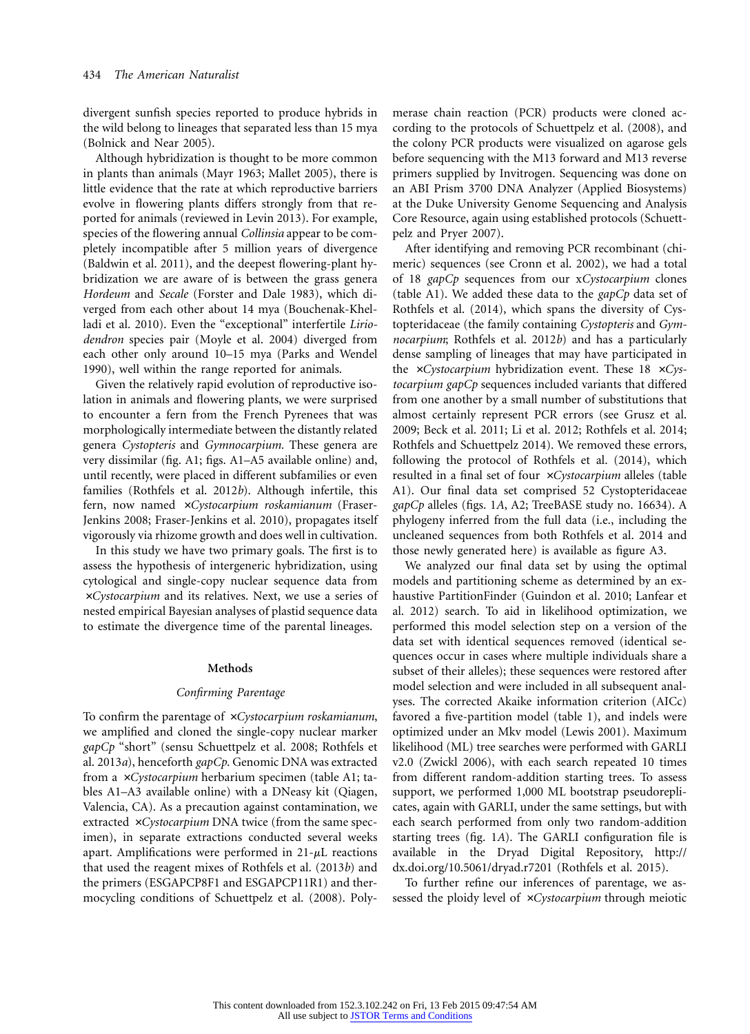divergent sunfish species reported to produce hybrids in the wild belong to lineages that separated less than 15 mya (Bolnick and Near 2005).

Although hybridization is thought to be more common in plants than animals (Mayr 1963; Mallet 2005), there is little evidence that the rate at which reproductive barriers evolve in flowering plants differs strongly from that reported for animals (reviewed in Levin 2013). For example, species of the flowering annual *Collinsia* appear to be completely incompatible after 5 million years of divergence (Baldwin et al. 2011), and the deepest flowering-plant hybridization we are aware of is between the grass genera *Hordeum* and *Secale* (Forster and Dale 1983), which diverged from each other about 14 mya (Bouchenak-Khelladi et al. 2010). Even the "exceptional" interfertile *Liriodendron* species pair (Moyle et al. 2004) diverged from each other only around 10–15 mya (Parks and Wendel 1990), well within the range reported for animals.

Given the relatively rapid evolution of reproductive isolation in animals and flowering plants, we were surprised to encounter a fern from the French Pyrenees that was morphologically intermediate between the distantly related genera *Cystopteris* and *Gymnocarpium*. These genera are very dissimilar (fig. A1; figs. A1–A5 available online) and, until recently, were placed in different subfamilies or even families (Rothfels et al. 2012*b*). Although infertile, this fern, now named ×*Cystocarpium roskamianum* (Fraser-Jenkins 2008; Fraser-Jenkins et al. 2010), propagates itself vigorously via rhizome growth and does well in cultivation.

In this study we have two primary goals. The first is to assess the hypothesis of intergeneric hybridization, using cytological and single-copy nuclear sequence data from ×*Cystocarpium* and its relatives. Next, we use a series of nested empirical Bayesian analyses of plastid sequence data to estimate the divergence time of the parental lineages.

## Methods

### *Confirming Parentage*

To confirm the parentage of ×*Cystocarpium roskamianum*, we amplified and cloned the single-copy nuclear marker *gapCp* "short" (sensu Schuettpelz et al. 2008; Rothfels et al. 2013*a*), henceforth *gapCp*. Genomic DNA was extracted from a ×*Cystocarpium* herbarium specimen (table A1; tables A1–A3 available online) with a DNeasy kit (Qiagen, Valencia, CA). As a precaution against contamination, we extracted ×*Cystocarpium* DNA twice (from the same specimen), in separate extractions conducted several weeks apart. Amplifications were performed in 21-$\mu$L reactions that used the reagent mixes of Rothfels et al. (2013*b*) and the primers (ESGAPCP8F1 and ESGAPCP11R1) and thermocycling conditions of Schuettpelz et al. (2008). Polymerase chain reaction (PCR) products were cloned according to the protocols of Schuettpelz et al. (2008), and the colony PCR products were visualized on agarose gels before sequencing with the M13 forward and M13 reverse primers supplied by Invitrogen. Sequencing was done on an ABI Prism 3700 DNA Analyzer (Applied Biosystems) at the Duke University Genome Sequencing and Analysis Core Resource, again using established protocols (Schuettpelz and Pryer 2007).

After identifying and removing PCR recombinant (chimeric) sequences (see Cronn et al. 2002), we had a total of 18 *gapCp* sequences from our x*Cystocarpium* clones (table A1). We added these data to the *gapCp* data set of Rothfels et al. (2014), which spans the diversity of Cystopteridaceae (the family containing *Cystopteris* and *Gymnocarpium*; Rothfels et al. 2012*b*) and has a particularly dense sampling of lineages that may have participated in the ×*Cystocarpium* hybridization event. These 18 ×*Cystocarpium gapCp* sequences included variants that differed from one another by a small number of substitutions that almost certainly represent PCR errors (see Grusz et al. 2009; Beck et al. 2011; Li et al. 2012; Rothfels et al. 2014; Rothfels and Schuettpelz 2014). We removed these errors, following the protocol of Rothfels et al. (2014), which resulted in a final set of four ×*Cystocarpium* alleles (table A1). Our final data set comprised 52 Cystopteridaceae *gapCp* alleles (figs. 1*A*, A2; TreeBASE study no. 16634). A phylogeny inferred from the full data (i.e., including the uncleaned sequences from both Rothfels et al. 2014 and those newly generated here) is available as figure A3.

We analyzed our final data set by using the optimal models and partitioning scheme as determined by an exhaustive PartitionFinder (Guindon et al. 2010; Lanfear et al. 2012) search. To aid in likelihood optimization, we performed this model selection step on a version of the data set with identical sequences removed (identical sequences occur in cases where multiple individuals share a subset of their alleles); these sequences were restored after model selection and were included in all subsequent analyses. The corrected Akaike information criterion (AICc) favored a five-partition model (table 1), and indels were optimized under an Mkv model (Lewis 2001). Maximum likelihood (ML) tree searches were performed with GARLI v2.0 (Zwickl 2006), with each search repeated 10 times from different random-addition starting trees. To assess support, we performed 1,000 ML bootstrap pseudoreplicates, again with GARLI, under the same settings, but with each search performed from only two random-addition starting trees (fig. 1*A*). The GARLI configuration file is available in the Dryad Digital Repository, http://dx.doi.org/10.5061/dryad.r7201 (Rothfels et al. 2015).

To further refine our inferences of parentage, we assessed the ploidy level of ×*Cystocarpium* through meiotic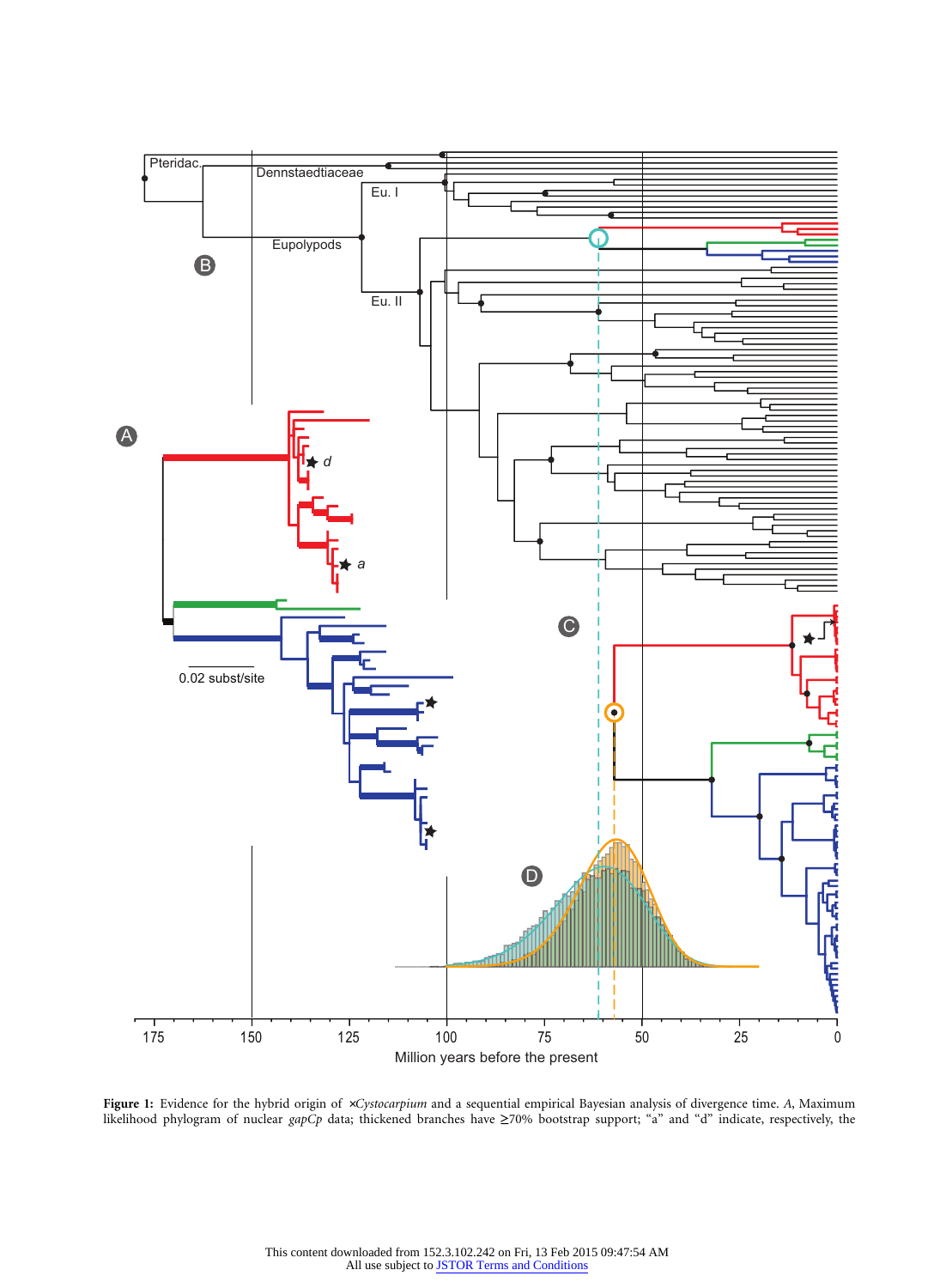**Figure 1:** Evidence for the hybrid origin of ×*Cystocarpium* and a sequential empirical Bayesian analysis of divergence time. *A*, Maximum likelihood phylogram of nuclear *gapCp* data; thickened branches have ≥70% bootstrap support; "a" and "d" indicate, respectively, the

This content downloaded from 152.3.102.242 on Fri, 13 Feb 2015 09:47:54 AM
All use subject to JSTOR Terms and Conditions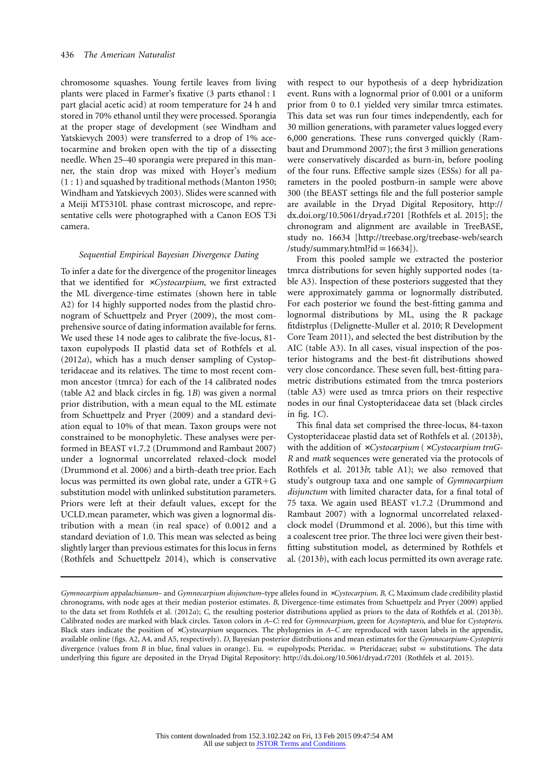chromosome squashes. Young fertile leaves from living plants were placed in Farmer's fixative (3 parts ethanol : 1 part glacial acetic acid) at room temperature for 24 h and stored in 70% ethanol until they were processed. Sporangia at the proper stage of development (see Windham and Yatskievych 2003) were transferred to a drop of 1% acetocarmine and broken open with the tip of a dissecting needle. When 25–40 sporangia were prepared in this manner, the stain drop was mixed with Hoyer's medium (1 : 1) and squashed by traditional methods (Manton 1950; Windham and Yatskievych 2003). Slides were scanned with a Meiji MT5310L phase contrast microscope, and representative cells were photographed with a Canon EOS T3i camera.

### *Sequential Empirical Bayesian Divergence Dating*

To infer a date for the divergence of the progenitor lineages that we identified for ×*Cystocarpium*, we first extracted the ML divergence-time estimates (shown here in table A2) for 14 highly supported nodes from the plastid chronogram of Schuettpelz and Pryer (2009), the most comprehensive source of dating information available for ferns. We used these 14 node ages to calibrate the five-locus, 81-taxon eupolypods II plastid data set of Rothfels et al. (2012*a*), which has a much denser sampling of Cystopteridaceae and its relatives. The time to most recent common ancestor (tmrca) for each of the 14 calibrated nodes (table A2 and black circles in fig. 1*B*) was given a normal prior distribution, with a mean equal to the ML estimate from Schuettpelz and Pryer (2009) and a standard deviation equal to 10% of that mean. Taxon groups were not constrained to be monophyletic. These analyses were performed in BEAST v1.7.2 (Drummond and Rambaut 2007) under a lognormal uncorrelated relaxed-clock model (Drummond et al. 2006) and a birth-death tree prior. Each locus was permitted its own global rate, under a GTR+G substitution model with unlinked substitution parameters. Priors were left at their default values, except for the UCLD.mean parameter, which was given a lognormal distribution with a mean (in real space) of 0.0012 and a standard deviation of 1.0. This mean was selected as being slightly larger than previous estimates for this locus in ferns (Rothfels and Schuettpelz 2014), which is conservative with respect to our hypothesis of a deep hybridization event. Runs with a lognormal prior of 0.001 or a uniform prior from 0 to 0.1 yielded very similar tmrca estimates. This data set was run four times independently, each for 30 million generations, with parameter values logged every 6,000 generations. These runs converged quickly (Rambaut and Drummond 2007); the first 3 million generations were conservatively discarded as burn-in, before pooling of the four runs. Effective sample sizes (ESSs) for all parameters in the pooled postburn-in sample were above 300 (the BEAST settings file and the full posterior sample are available in the Dryad Digital Repository, http://dx.doi.org/10.5061/dryad.r7201 [Rothfels et al. 2015]; the chronogram and alignment are available in TreeBASE, study no. 16634 [http://treebase.org/treebase-web/search/study/summary.html?id=16634]).

From this pooled sample we extracted the posterior tmrca distributions for seven highly supported nodes (table A3). Inspection of these posteriors suggested that they were approximately gamma or lognormally distributed. For each posterior we found the best-fitting gamma and lognormal distributions by ML, using the R package fitdistrplus (Delignette-Muller et al. 2010; R Development Core Team 2011), and selected the best distribution by the AIC (table A3). In all cases, visual inspection of the posterior histograms and the best-fit distributions showed very close concordance. These seven full, best-fitting parametric distributions estimated from the tmrca posteriors (table A3) were used as tmrca priors on their respective nodes in our final Cystopteridaceae data set (black circles in fig. 1*C*).

This final data set comprised the three-locus, 84-taxon Cystopteridaceae plastid data set of Rothfels et al. (2013*b*), with the addition of ×*Cystocarpium* (×*Cystocarpium trnG-R* and *matk* sequences were generated via the protocols of Rothfels et al. 2013*b*; table A1); we also removed that study's outgroup taxa and one sample of *Gymnocarpium disjunctum* with limited character data, for a final total of 75 taxa. We again used BEAST v1.7.2 (Drummond and Rambaut 2007) with a lognormal uncorrelated relaxed-clock model (Drummond et al. 2006), but this time with a coalescent tree prior. The three loci were given their best-fitting substitution model, as determined by Rothfels et al. (2013*b*), with each locus permitted its own average rate.

*Gymnocarpium appalachianum*– and *Gymnocarpium disjunctum*–type alleles found in ×*Cystocarpium*. *B*, *C*, Maximum clade credibility plastid chronograms, with node ages at their median posterior estimates. *B*, Divergence-time estimates from Schuettpelz and Pryer (2009) applied to the data set from Rothfels et al. (2012*a*); *C*, the resulting posterior distributions applied as priors to the data of Rothfels et al. (2013*b*). Calibrated nodes are marked with black circles. Taxon colors in *A*–*C*: red for *Gymnocarpium*, green for *Acystopteris*, and blue for *Cystopteris*. Black stars indicate the position of ×*Cystocarpium* sequences. The phylogenies in *A*–*C* are reproduced with taxon labels in the appendix, available online (figs. A2, A4, and A5, respectively). *D*, Bayesian posterior distributions and mean estimates for the *Gymnocarpium-Cystopteris* divergence (values from *B* in blue, final values in orange). Eu. = eupolypods; Pteridac. = Pteridaceae; subst = substitutions. The data underlying this figure are deposited in the Dryad Digital Repository: http://dx.doi.org/10.5061/dryad.r7201 (Rothfels et al. 2015).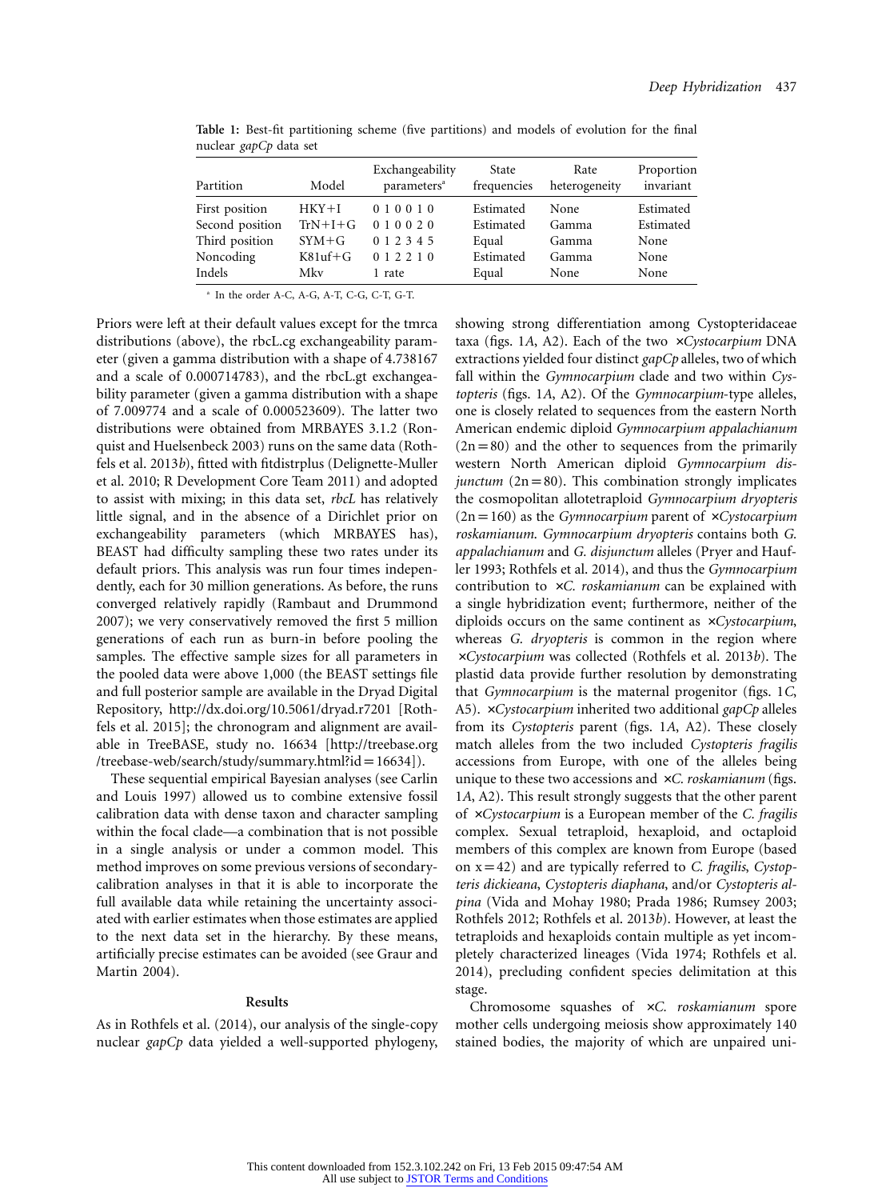**Table 1:** Best-fit partitioning scheme (five partitions) and models of evolution for the final nuclear *gapCp* data set

| Partition | Model | Exchangeability parameters[a] | State frequencies | Rate heterogeneity | Proportion invariant |
|---|---|---|---|---|---|
| First position | HKY+I | 0 1 0 0 1 0 | Estimated | None | Estimated |
| Second position | TrN+I+G | 0 1 0 0 2 0 | Estimated | Gamma | Estimated |
| Third position | SYM+G | 0 1 2 3 4 5 | Equal | Gamma | None |
| Noncoding | K81uf+G | 0 1 2 2 1 0 | Estimated | Gamma | None |
| Indels | Mkv | 1 rate | Equal | None | None |

[a] In the order A-C, A-G, A-T, C-G, C-T, G-T.

Priors were left at their default values except for the tmrca distributions (above), the rbcL.cg exchangeability parameter (given a gamma distribution with a shape of 4.738167 and a scale of 0.000714783), and the rbcL.gt exchangeability parameter (given a gamma distribution with a shape of 7.009774 and a scale of 0.000523609). The latter two distributions were obtained from MRBAYES 3.1.2 (Ronquist and Huelsenbeck 2003) runs on the same data (Rothfels et al. 2013*b*), fitted with fitdistrplus (Delignette-Muller et al. 2010; R Development Core Team 2011) and adopted to assist with mixing; in this data set, *rbcL* has relatively little signal, and in the absence of a Dirichlet prior on exchangeability parameters (which MRBAYES has), BEAST had difficulty sampling these two rates under its default priors. This analysis was run four times independently, each for 30 million generations. As before, the runs converged relatively rapidly (Rambaut and Drummond 2007); we very conservatively removed the first 5 million generations of each run as burn-in before pooling the samples. The effective sample sizes for all parameters in the pooled data were above 1,000 (the BEAST settings file and full posterior sample are available in the Dryad Digital Repository, http://dx.doi.org/10.5061/dryad.r7201 [Rothfels et al. 2015]; the chronogram and alignment are available in TreeBASE, study no. 16634 [http://treebase.org/treebase-web/search/study/summary.html?id=16634]).

These sequential empirical Bayesian analyses (see Carlin and Louis 1997) allowed us to combine extensive fossil calibration data with dense taxon and character sampling within the focal clade—a combination that is not possible in a single analysis or under a common model. This method improves on some previous versions of secondary-calibration analyses in that it is able to incorporate the full available data while retaining the uncertainty associated with earlier estimates when those estimates are applied to the next data set in the hierarchy. By these means, artificially precise estimates can be avoided (see Graur and Martin 2004).

## Results

As in Rothfels et al. (2014), our analysis of the single-copy nuclear *gapCp* data yielded a well-supported phylogeny, showing strong differentiation among Cystopteridaceae taxa (figs. 1*A*, A2). Each of the two ×*Cystocarpium* DNA extractions yielded four distinct *gapCp* alleles, two of which fall within the *Gymnocarpium* clade and two within *Cystopteris* (figs. 1*A*, A2). Of the *Gymnocarpium*-type alleles, one is closely related to sequences from the eastern North American endemic diploid *Gymnocarpium appalachianum* (2n = 80) and the other to sequences from the primarily western North American diploid *Gymnocarpium disjunctum* (2n = 80). This combination strongly implicates the cosmopolitan allotetraploid *Gymnocarpium dryopteris* (2n = 160) as the *Gymnocarpium* parent of ×*Cystocarpium roskamianum*. *Gymnocarpium dryopteris* contains both *G. appalachianum* and *G. disjunctum* alleles (Pryer and Haufler 1993; Rothfels et al. 2014), and thus the *Gymnocarpium* contribution to ×*C. roskamianum* can be explained with a single hybridization event; furthermore, neither of the diploids occurs on the same continent as ×*Cystocarpium*, whereas *G. dryopteris* is common in the region where ×*Cystocarpium* was collected (Rothfels et al. 2013*b*). The plastid data provide further resolution by demonstrating that *Gymnocarpium* is the maternal progenitor (figs. 1*C*, A5). ×*Cystocarpium* inherited two additional *gapCp* alleles from its *Cystopteris* parent (figs. 1*A*, A2). These closely match alleles from the two included *Cystopteris fragilis* accessions from Europe, with one of the alleles being unique to these two accessions and ×*C. roskamianum* (figs. 1*A*, A2). This result strongly suggests that the other parent of ×*Cystocarpium* is a European member of the *C. fragilis* complex. Sexual tetraploid, hexaploid, and octaploid members of this complex are known from Europe (based on x = 42) and are typically referred to *C. fragilis*, *Cystopteris dickieana*, *Cystopteris diaphana*, and/or *Cystopteris alpina* (Vida and Mohay 1980; Prada 1986; Rumsey 2003; Rothfels 2012; Rothfels et al. 2013*b*). However, at least the tetraploids and hexaploids contain multiple as yet incompletely characterized lineages (Vida 1974; Rothfels et al. 2014), precluding confident species delimitation at this stage.

Chromosome squashes of ×*C. roskamianum* spore mother cells undergoing meiosis show approximately 140 stained bodies, the majority of which are unpaired uni-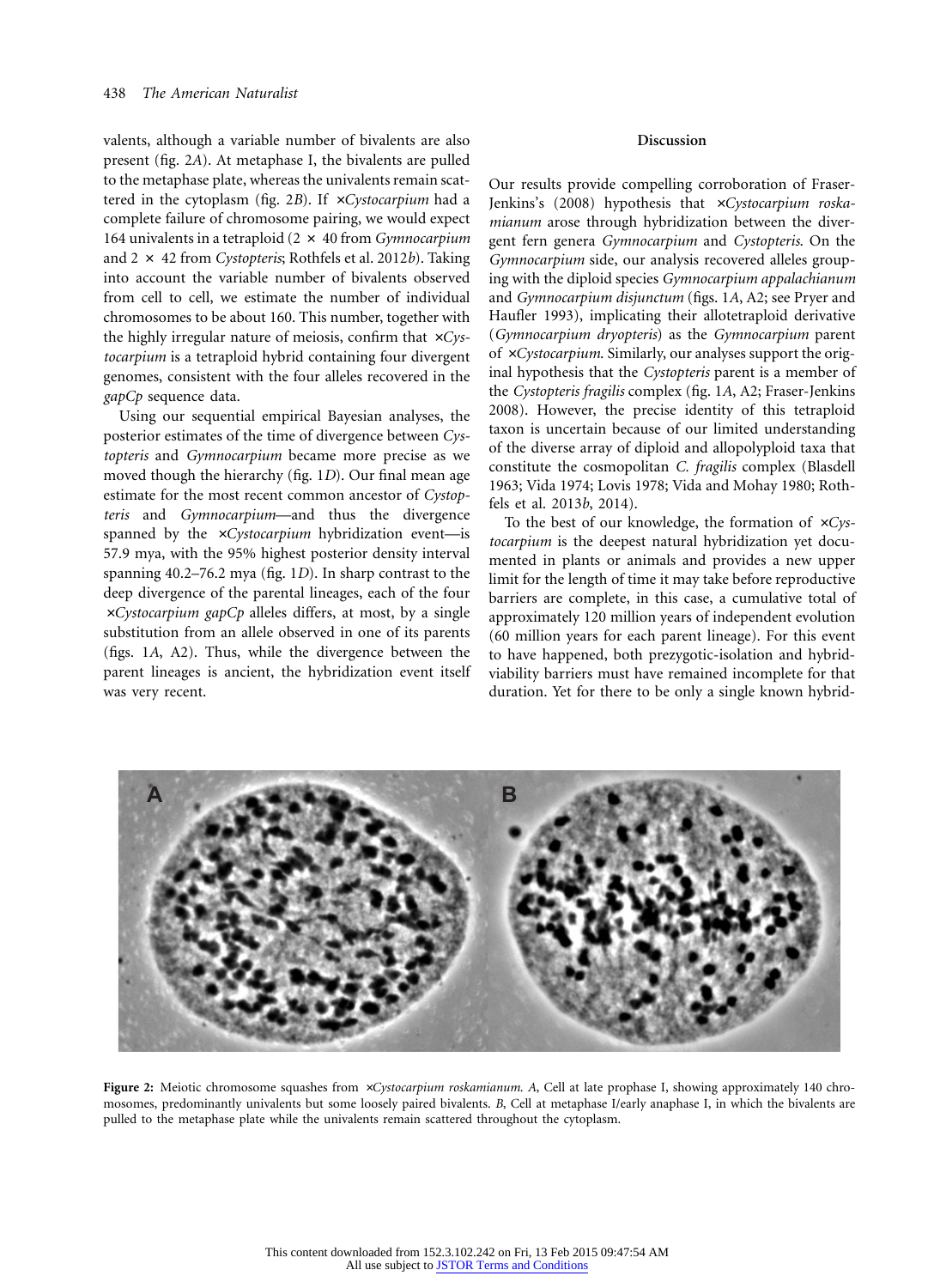valents, although a variable number of bivalents are also present (fig. 2*A*). At metaphase I, the bivalents are pulled to the metaphase plate, whereas the univalents remain scattered in the cytoplasm (fig. 2*B*). If ×*Cystocarpium* had a complete failure of chromosome pairing, we would expect 164 univalents in a tetraploid (2 × 40 from *Gymnocarpium* and 2 × 42 from *Cystopteris*; Rothfels et al. 2012*b*). Taking into account the variable number of bivalents observed from cell to cell, we estimate the number of individual chromosomes to be about 160. This number, together with the highly irregular nature of meiosis, confirm that ×*Cystocarpium* is a tetraploid hybrid containing four divergent genomes, consistent with the four alleles recovered in the *gapCp* sequence data.

Using our sequential empirical Bayesian analyses, the posterior estimates of the time of divergence between *Cystopteris* and *Gymnocarpium* became more precise as we moved though the hierarchy (fig. 1*D*). Our final mean age estimate for the most recent common ancestor of *Cystopteris* and *Gymnocarpium*—and thus the divergence spanned by the ×*Cystocarpium* hybridization event—is 57.9 mya, with the 95% highest posterior density interval spanning 40.2–76.2 mya (fig. 1*D*). In sharp contrast to the deep divergence of the parental lineages, each of the four ×*Cystocarpium gapCp* alleles differs, at most, by a single substitution from an allele observed in one of its parents (figs. 1*A*, A2). Thus, while the divergence between the parent lineages is ancient, the hybridization event itself was very recent.

## Discussion

Our results provide compelling corroboration of Fraser-Jenkins's (2008) hypothesis that ×*Cystocarpium roskamianum* arose through hybridization between the divergent fern genera *Gymnocarpium* and *Cystopteris*. On the *Gymnocarpium* side, our analysis recovered alleles grouping with the diploid species *Gymnocarpium appalachianum* and *Gymnocarpium disjunctum* (figs. 1*A*, A2; see Pryer and Haufler 1993), implicating their allotetraploid derivative (*Gymnocarpium dryopteris*) as the *Gymnocarpium* parent of ×*Cystocarpium*. Similarly, our analyses support the original hypothesis that the *Cystopteris* parent is a member of the *Cystopteris fragilis* complex (fig. 1*A*, A2; Fraser-Jenkins 2008). However, the precise identity of this tetraploid taxon is uncertain because of our limited understanding of the diverse array of diploid and allopolyploid taxa that constitute the cosmopolitan *C. fragilis* complex (Blasdell 1963; Vida 1974; Lovis 1978; Vida and Mohay 1980; Rothfels et al. 2013*b*, 2014).

To the best of our knowledge, the formation of ×*Cystocarpium* is the deepest natural hybridization yet documented in plants or animals and provides a new upper limit for the length of time it may take before reproductive barriers are complete, in this case, a cumulative total of approximately 120 million years of independent evolution (60 million years for each parent lineage). For this event to have happened, both prezygotic-isolation and hybrid-viability barriers must have remained incomplete for that duration. Yet for there to be only a single known hybrid-

**Figure 2:** Meiotic chromosome squashes from ×*Cystocarpium roskamianum*. *A*, Cell at late prophase I, showing approximately 140 chromosomes, predominantly univalents but some loosely paired bivalents. *B*, Cell at metaphase I/early anaphase I, in which the bivalents are pulled to the metaphase plate while the univalents remain scattered throughout the cytoplasm.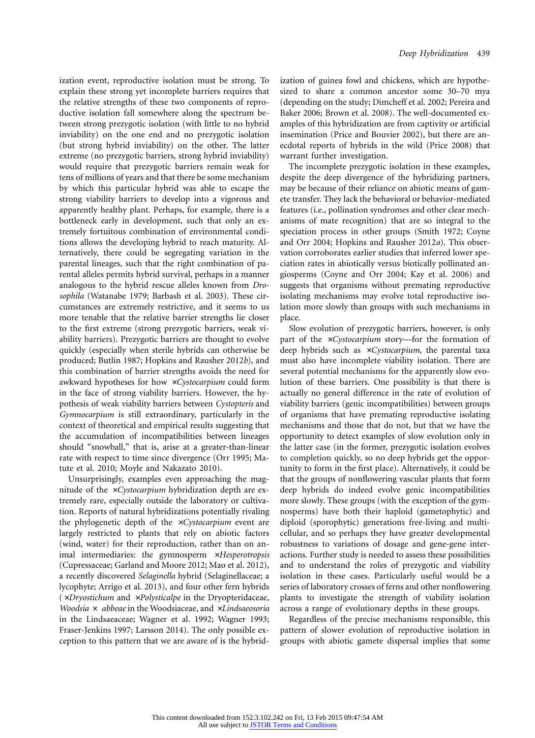ization event, reproductive isolation must be strong. To explain these strong yet incomplete barriers requires that the relative strengths of these two components of reproductive isolation fall somewhere along the spectrum between strong prezygotic isolation (with little to no hybrid inviability) on the one end and no prezygotic isolation (but strong hybrid inviability) on the other. The latter extreme (no prezygotic barriers, strong hybrid inviability) would require that prezygotic barriers remain weak for tens of millions of years and that there be some mechanism by which this particular hybrid was able to escape the strong viability barriers to develop into a vigorous and apparently healthy plant. Perhaps, for example, there is a bottleneck early in development, such that only an extremely fortuitous combination of environmental conditions allows the developing hybrid to reach maturity. Alternatively, there could be segregating variation in the parental lineages, such that the right combination of parental alleles permits hybrid survival, perhaps in a manner analogous to the hybrid rescue alleles known from *Drosophila* (Watanabe 1979; Barbash et al. 2003). These circumstances are extremely restrictive, and it seems to us more tenable that the relative barrier strengths lie closer to the first extreme (strong prezygotic barriers, weak viability barriers). Prezygotic barriers are thought to evolve quickly (especially when sterile hybrids can otherwise be produced; Butlin 1987; Hopkins and Rausher 2012*b*), and this combination of barrier strengths avoids the need for awkward hypotheses for how ×*Cystocarpium* could form in the face of strong viability barriers. However, the hypothesis of weak viability barriers between *Cystopteris* and *Gymnocarpium* is still extraordinary, particularly in the context of theoretical and empirical results suggesting that the accumulation of incompatibilities between lineages should "snowball," that is, arise at a greater-than-linear rate with respect to time since divergence (Orr 1995; Matute et al. 2010; Moyle and Nakazato 2010).

Unsurprisingly, examples even approaching the magnitude of the ×*Cystocarpium* hybridization depth are extremely rare, especially outside the laboratory or cultivation. Reports of natural hybridizations potentially rivaling the phylogenetic depth of the ×*Cystocarpium* event are largely restricted to plants that rely on abiotic factors (wind, water) for their reproduction, rather than on animal intermediaries: the gymnosperm ×*Hesperotropsis* (Cupressaceae; Garland and Moore 2012; Mao et al. 2012), a recently discovered *Selaginella* hybrid (Selaginellaceae; a lycophyte; Arrigo et al. 2013), and four other fern hybrids (×*Dryostichum* and ×*Polysticalpe* in the Dryopteridaceae, *Woodsia* × *abbeae* in the Woodsiaceae, and ×*Lindsaeosoria* in the Lindsaeaceae; Wagner et al. 1992; Wagner 1993; Fraser-Jenkins 1997; Larsson 2014). The only possible exception to this pattern that we are aware of is the hybridization of guinea fowl and chickens, which are hypothesized to share a common ancestor some 30–70 mya (depending on the study; Dimcheff et al. 2002; Pereira and Baker 2006; Brown et al. 2008). The well-documented examples of this hybridization are from captivity or artificial insemination (Price and Bouvier 2002), but there are anecdotal reports of hybrids in the wild (Price 2008) that warrant further investigation.

The incomplete prezygotic isolation in these examples, despite the deep divergence of the hybridizing partners, may be because of their reliance on abiotic means of gamete transfer. They lack the behavioral or behavior-mediated features (i.e., pollination syndromes and other clear mechanisms of mate recognition) that are so integral to the speciation process in other groups (Smith 1972; Coyne and Orr 2004; Hopkins and Rausher 2012*a*). This observation corroborates earlier studies that inferred lower speciation rates in abiotically versus biotically pollinated angiosperms (Coyne and Orr 2004; Kay et al. 2006) and suggests that organisms without premating reproductive isolating mechanisms may evolve total reproductive isolation more slowly than groups with such mechanisms in place.

Slow evolution of prezygotic barriers, however, is only part of the ×*Cystocarpium* story—for the formation of deep hybrids such as ×*Cystocarpium*, the parental taxa must also have incomplete viability isolation. There are several potential mechanisms for the apparently slow evolution of these barriers. One possibility is that there is actually no general difference in the rate of evolution of viability barriers (genic incompatibilities) between groups of organisms that have premating reproductive isolating mechanisms and those that do not, but that we have the opportunity to detect examples of slow evolution only in the latter case (in the former, prezygotic isolation evolves to completion quickly, so no deep hybrids get the opportunity to form in the first place). Alternatively, it could be that the groups of nonflowering vascular plants that form deep hybrids do indeed evolve genic incompatibilities more slowly. These groups (with the exception of the gymnosperms) have both their haploid (gametophytic) and diploid (sporophytic) generations free-living and multicellular, and so perhaps they have greater developmental robustness to variations of dosage and gene-gene interactions. Further study is needed to assess these possibilities and to understand the roles of prezygotic and viability isolation in these cases. Particularly useful would be a series of laboratory crosses of ferns and other nonflowering plants to investigate the strength of viability isolation across a range of evolutionary depths in these groups.

Regardless of the precise mechanisms responsible, this pattern of slower evolution of reproductive isolation in groups with abiotic gamete dispersal implies that some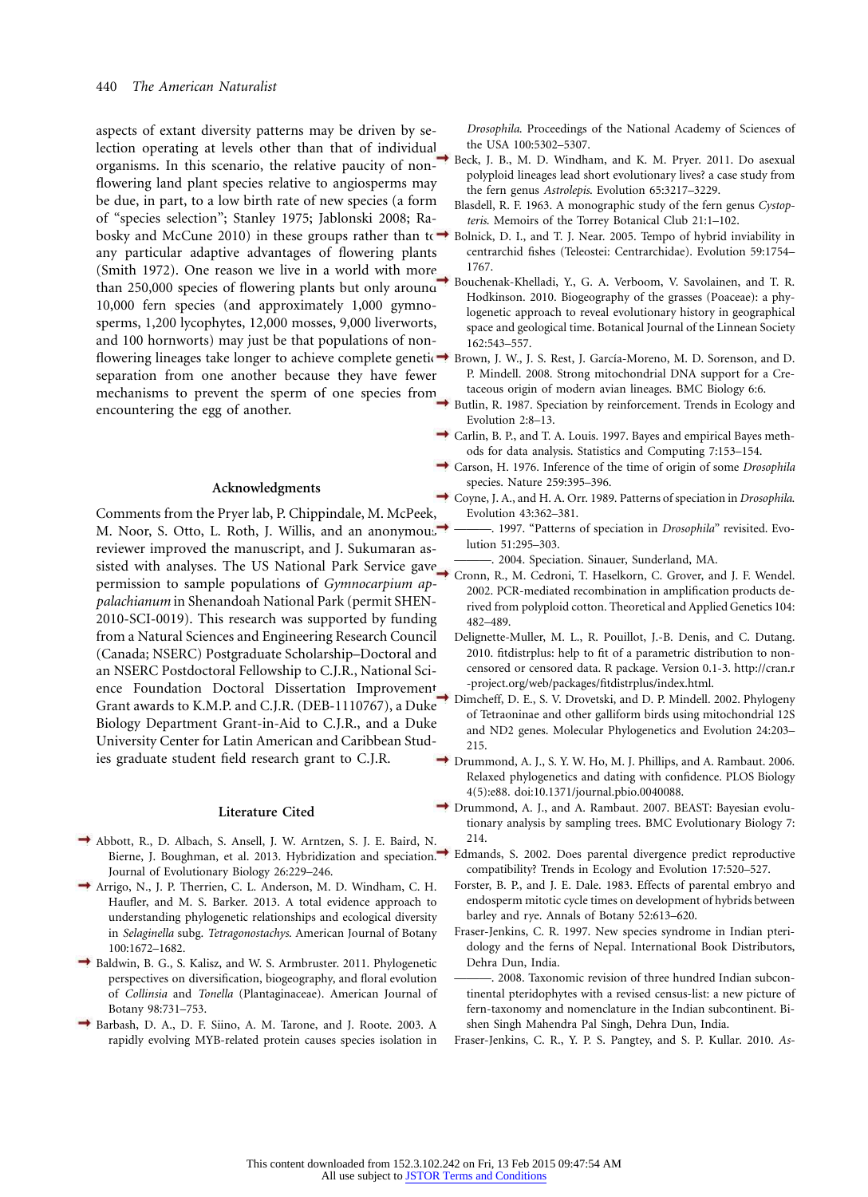aspects of extant diversity patterns may be driven by selection operating at levels other than that of individual organisms. In this scenario, the relative paucity of non-flowering land plant species relative to angiosperms may be due, in part, to a low birth rate of new species (a form of "species selection"; Stanley 1975; Jablonski 2008; Rabosky and McCune 2010) in these groups rather than to any particular adaptive advantages of flowering plants (Smith 1972). One reason we live in a world with more than 250,000 species of flowering plants but only around 10,000 fern species (and approximately 1,000 gymnosperms, 1,200 lycophytes, 12,000 mosses, 9,000 liverworts, and 100 hornworts) may just be that populations of non-flowering lineages take longer to achieve complete genetic separation from one another because they have fewer mechanisms to prevent the sperm of one species from encountering the egg of another.

## Acknowledgments

Comments from the Pryer lab, P. Chippindale, M. McPeek, M. Noor, S. Otto, L. Roth, J. Willis, and an anonymous reviewer improved the manuscript, and J. Sukumaran assisted with analyses. The US National Park Service gave permission to sample populations of *Gymnocarpium appalachianum* in Shenandoah National Park (permit SHEN-2010-SCI-0019). This research was supported by funding from a Natural Sciences and Engineering Research Council (Canada; NSERC) Postgraduate Scholarship–Doctoral and an NSERC Postdoctoral Fellowship to C.J.R., National Science Foundation Doctoral Dissertation Improvement Grant awards to K.M.P. and C.J.R. (DEB-1110767), a Duke Biology Department Grant-in-Aid to C.J.R., and a Duke University Center for Latin American and Caribbean Studies graduate student field research grant to C.J.R.

## Literature Cited

Abbott, R., D. Albach, S. Ansell, J. W. Arntzen, S. J. E. Baird, N. Bierne, J. Boughman, et al. 2013. Hybridization and speciation. Journal of Evolutionary Biology 26:229–246.

Arrigo, N., J. P. Therrien, C. L. Anderson, M. D. Windham, C. H. Haufler, and M. S. Barker. 2013. A total evidence approach to understanding phylogenetic relationships and ecological diversity in *Selaginella* subg. *Tetragonostachys*. American Journal of Botany 100:1672–1682.

Baldwin, B. G., S. Kalisz, and W. S. Armbruster. 2011. Phylogenetic perspectives on diversification, biogeography, and floral evolution of *Collinsia* and *Tonella* (Plantaginaceae). American Journal of Botany 98:731–753.

Barbash, D. A., D. F. Siino, A. M. Tarone, and J. Roote. 2003. A rapidly evolving MYB-related protein causes species isolation in *Drosophila*. Proceedings of the National Academy of Sciences of the USA 100:5302–5307.

Beck, J. B., M. D. Windham, and K. M. Pryer. 2011. Do asexual polyploid lineages lead short evolutionary lives? a case study from the fern genus *Astrolepis*. Evolution 65:3217–3229.

Blasdell, R. F. 1963. A monographic study of the fern genus *Cystopteris*. Memoirs of the Torrey Botanical Club 21:1–102.

Bolnick, D. I., and T. J. Near. 2005. Tempo of hybrid inviability in centrarchid fishes (Teleostei: Centrarchidae). Evolution 59:1754–1767.

Bouchenak-Khelladi, Y., G. A. Verboom, V. Savolainen, and T. R. Hodkinson. 2010. Biogeography of the grasses (Poaceae): a phylogenetic approach to reveal evolutionary history in geographical space and geological time. Botanical Journal of the Linnean Society 162:543–557.

Brown, J. W., J. S. Rest, J. García-Moreno, M. D. Sorenson, and D. P. Mindell. 2008. Strong mitochondrial DNA support for a Cretaceous origin of modern avian lineages. BMC Biology 6:6.

Butlin, R. 1987. Speciation by reinforcement. Trends in Ecology and Evolution 2:8–13.

Carlin, B. P., and T. A. Louis. 1997. Bayes and empirical Bayes methods for data analysis. Statistics and Computing 7:153–154.

Carson, H. 1976. Inference of the time of origin of some *Drosophila* species. Nature 259:395–396.

Coyne, J. A., and H. A. Orr. 1989. Patterns of speciation in *Drosophila*. Evolution 43:362–381.

———. 1997. "Patterns of speciation in *Drosophila*" revisited. Evolution 51:295–303.

———. 2004. Speciation. Sinauer, Sunderland, MA.

Cronn, R., M. Cedroni, T. Haselkorn, C. Grover, and J. F. Wendel. 2002. PCR-mediated recombination in amplification products derived from polyploid cotton. Theoretical and Applied Genetics 104:482–489.

Delignette-Muller, M. L., R. Pouillot, J.-B. Denis, and C. Dutang. 2010. fitdistrplus: help to fit of a parametric distribution to non-censored or censored data. R package. Version 0.1-3. http://cran.r-project.org/web/packages/fitdistrplus/index.html.

Dimcheff, D. E., S. V. Drovetski, and D. P. Mindell. 2002. Phylogeny of Tetraoninae and other galliform birds using mitochondrial 12S and ND2 genes. Molecular Phylogenetics and Evolution 24:203–215.

Drummond, A. J., S. Y. W. Ho, M. J. Phillips, and A. Rambaut. 2006. Relaxed phylogenetics and dating with confidence. PLOS Biology 4(5):e88. doi:10.1371/journal.pbio.0040088.

Drummond, A. J., and A. Rambaut. 2007. BEAST: Bayesian evolutionary analysis by sampling trees. BMC Evolutionary Biology 7:214.

Edmands, S. 2002. Does parental divergence predict reproductive compatibility? Trends in Ecology and Evolution 17:520–527.

Forster, B. P., and J. E. Dale. 1983. Effects of parental embryo and endosperm mitotic cycle times on development of hybrids between barley and rye. Annals of Botany 52:613–620.

Fraser-Jenkins, C. R. 1997. New species syndrome in Indian pteridology and the ferns of Nepal. International Book Distributors, Dehra Dun, India.

———. 2008. Taxonomic revision of three hundred Indian subcontinental pteridophytes with a revised census-list: a new picture of fern-taxonomy and nomenclature in the Indian subcontinent. Bishen Singh Mahendra Pal Singh, Dehra Dun, India.

Fraser-Jenkins, C. R., Y. P. S. Pangtey, and S. P. Kullar. 2010. *As-*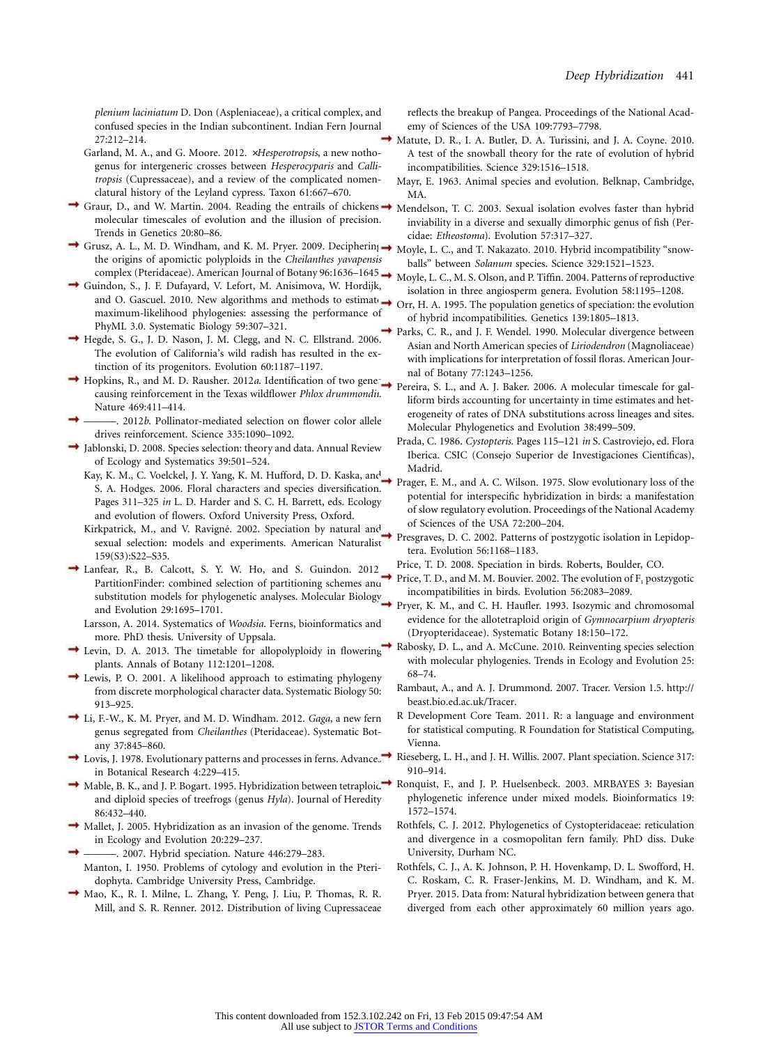*plenium laciniatum* D. Don (Aspleniaceae), a critical complex, and confused species in the Indian subcontinent. Indian Fern Journal 27:212–214.

Garland, M. A., and G. Moore. 2012. ×*Hesperotropsis*, a new nothogenus for intergeneric crosses between *Hesperocyparis* and *Callitropsis* (Cupressaceae), and a review of the complicated nomenclatural history of the Leyland cypress. Taxon 61:667–670.

Graur, D., and W. Martin. 2004. Reading the entrails of chickens: molecular timescales of evolution and the illusion of precision. Trends in Genetics 20:80–86.

Grusz, A. L., M. D. Windham, and K. M. Pryer. 2009. Deciphering the origins of apomictic polyploids in the *Cheilanthes yavapensis* complex (Pteridaceae). American Journal of Botany 96:1636–1645.

Guindon, S., J. F. Dufayard, V. Lefort, M. Anisimova, W. Hordijk, and O. Gascuel. 2010. New algorithms and methods to estimate maximum-likelihood phylogenies: assessing the performance of PhyML 3.0. Systematic Biology 59:307–321.

Hegde, S. G., J. D. Nason, J. M. Clegg, and N. C. Ellstrand. 2006. The evolution of California's wild radish has resulted in the extinction of its progenitors. Evolution 60:1187–1197.

Hopkins, R., and M. D. Rausher. 2012*a*. Identification of two genes causing reinforcement in the Texas wildflower *Phlox drummondii*. Nature 469:411–414.

———. 2012*b*. Pollinator-mediated selection on flower color allele drives reinforcement. Science 335:1090–1092.

Jablonski, D. 2008. Species selection: theory and data. Annual Review of Ecology and Systematics 39:501–524.

Kay, K. M., C. Voelckel, J. Y. Yang, K. M. Hufford, D. D. Kaska, and S. A. Hodges. 2006. Floral characters and species diversification. Pages 311–325 *in* L. D. Harder and S. C. H. Barrett, eds. Ecology and evolution of flowers. Oxford University Press, Oxford.

Kirkpatrick, M., and V. Ravigné. 2002. Speciation by natural and sexual selection: models and experiments. American Naturalist 159(S3):S22–S35.

Lanfear, R., B. Calcott, S. Y. W. Ho, and S. Guindon. 2012. PartitionFinder: combined selection of partitioning schemes and substitution models for phylogenetic analyses. Molecular Biology and Evolution 29:1695–1701.

Larsson, A. 2014. Systematics of *Woodsia*. Ferns, bioinformatics and more. PhD thesis. University of Uppsala.

Levin, D. A. 2013. The timetable for allopolyploidy in flowering plants. Annals of Botany 112:1201–1208.

Lewis, P. O. 2001. A likelihood approach to estimating phylogeny from discrete morphological character data. Systematic Biology 50: 913–925.

Li, F.-W., K. M. Pryer, and M. D. Windham. 2012. *Gaga*, a new fern genus segregated from *Cheilanthes* (Pteridaceae). Systematic Botany 37:845–860.

Lovis, J. D. 1978. Evolutionary patterns and processes in ferns. Advances in Botanical Research 4:229–415.

Mable, B. K., and J. P. Bogart. 1995. Hybridization between tetraploid and diploid species of treefrogs (genus *Hyla*). Journal of Heredity 86:432–440.

Mallet, J. 2005. Hybridization as an invasion of the genome. Trends in Ecology and Evolution 20:229–237.

———. 2007. Hybrid speciation. Nature 446:279–283.

Manton, I. 1950. Problems of cytology and evolution in the Pteridophyta. Cambridge University Press, Cambridge.

Mao, K., R. I. Milne, L. Zhang, Y. Peng, J. Liu, P. Thomas, R. R. Mill, and S. R. Renner. 2012. Distribution of living Cupressaceae reflects the breakup of Pangea. Proceedings of the National Academy of Sciences of the USA 109:7793–7798.

Matute, D. R., I. A. Butler, D. A. Turissini, and J. A. Coyne. 2010. A test of the snowball theory for the rate of evolution of hybrid incompatibilities. Science 329:1516–1518.

Mayr, E. 1963. Animal species and evolution. Belknap, Cambridge, MA.

Mendelson, T. C. 2003. Sexual isolation evolves faster than hybrid inviability in a diverse and sexually dimorphic genus of fish (Percidae: *Etheostoma*). Evolution 57:317–327.

Moyle, L. C., and T. Nakazato. 2010. Hybrid incompatibility "snowballs" between *Solanum* species. Science 329:1521–1523.

Moyle, L. C., M. S. Olson, and P. Tiffin. 2004. Patterns of reproductive isolation in three angiosperm genera. Evolution 58:1195–1208.

Orr, H. A. 1995. The population genetics of speciation: the evolution of hybrid incompatibilities. Genetics 139:1805–1813.

Parks, C. R., and J. F. Wendel. 1990. Molecular divergence between Asian and North American species of *Liriodendron* (Magnoliaceae) with implications for interpretation of fossil floras. American Journal of Botany 77:1243–1256.

Pereira, S. L., and A. J. Baker. 2006. A molecular timescale for galliform birds accounting for uncertainty in time estimates and heterogeneity of rates of DNA substitutions across lineages and sites. Molecular Phylogenetics and Evolution 38:499–509.

Prada, C. 1986. *Cystopteris*. Pages 115–121 *in* S. Castroviejo, ed. Flora Iberica. CSIC (Consejo Superior de Investigaciones Científicas), Madrid.

Prager, E. M., and A. C. Wilson. 1975. Slow evolutionary loss of the potential for interspecific hybridization in birds: a manifestation of slow regulatory evolution. Proceedings of the National Academy of Sciences of the USA 72:200–204.

Presgraves, D. C. 2002. Patterns of postzygotic isolation in Lepidoptera. Evolution 56:1168–1183.

Price, T. D. 2008. Speciation in birds. Roberts, Boulder, CO.

Price, T. D., and M. M. Bouvier. 2002. The evolution of $F_1$ postzygotic incompatibilities in birds. Evolution 56:2083–2089.

Pryer, K. M., and C. H. Haufler. 1993. Isozymic and chromosomal evidence for the allotetraploid origin of *Gymnocarpium dryopteris* (Dryopteridaceae). Systematic Botany 18:150–172.

Rabosky, D. L., and A. McCune. 2010. Reinventing species selection with molecular phylogenies. Trends in Ecology and Evolution 25: 68–74.

Rambaut, A., and A. J. Drummond. 2007. Tracer. Version 1.5. http://beast.bio.ed.ac.uk/Tracer.

R Development Core Team. 2011. R: a language and environment for statistical computing. R Foundation for Statistical Computing, Vienna.

Rieseberg, L. H., and J. H. Willis. 2007. Plant speciation. Science 317: 910–914.

Ronquist, F., and J. P. Huelsenbeck. 2003. MRBAYES 3: Bayesian phylogenetic inference under mixed models. Bioinformatics 19: 1572–1574.

Rothfels, C. J. 2012. Phylogenetics of Cystopteridaceae: reticulation and divergence in a cosmopolitan fern family. PhD diss. Duke University, Durham NC.

Rothfels, C. J., A. K. Johnson, P. H. Hovenkamp, D. L. Swofford, H. C. Roskam, C. R. Fraser-Jenkins, M. D. Windham, and K. M. Pryer. 2015. Data from: Natural hybridization between genera that diverged from each other approximately 60 million years ago.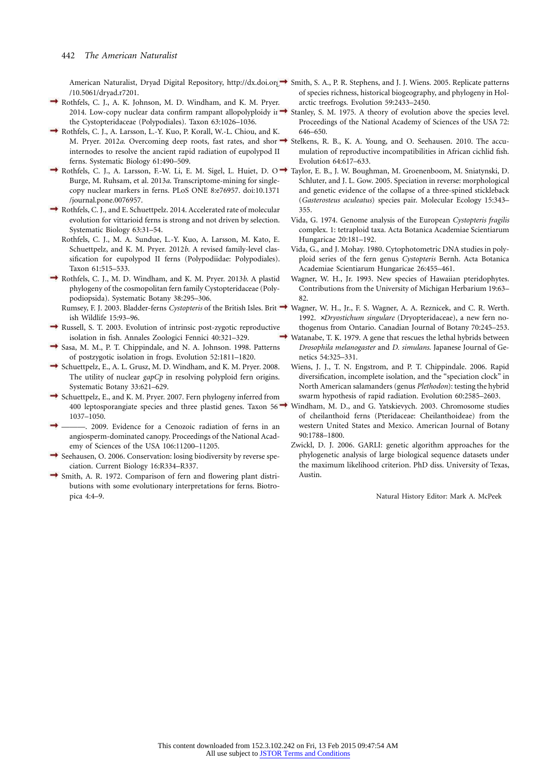American Naturalist, Dryad Digital Repository, http://dx.doi.org/10.5061/dryad.r7201.

Rothfels, C. J., A. K. Johnson, M. D. Windham, and K. M. Pryer. 2014. Low-copy nuclear data confirm rampant allopolyploidy in the Cystopteridaceae (Polypodiales). Taxon 63:1026–1036.

Rothfels, C. J., A. Larsson, L.-Y. Kuo, P. Korall, W.-L. Chiou, and K. M. Pryer. 2012*a*. Overcoming deep roots, fast rates, and short internodes to resolve the ancient rapid radiation of eupolypod II ferns. Systematic Biology 61:490–509.

Rothfels, C. J., A. Larsson, F.-W. Li, E. M. Sigel, L. Huiet, D. O. Burge, M. Ruhsam, et al. 2013*a*. Transcriptome-mining for single-copy nuclear markers in ferns. PLoS ONE 8:e76957. doi:10.1371/journal.pone.0076957.

Rothfels, C. J., and E. Schuettpelz. 2014. Accelerated rate of molecular evolution for vittarioid ferns is strong and not driven by selection. Systematic Biology 63:31–54.

Rothfels, C. J., M. A. Sundue, L.-Y. Kuo, A. Larsson, M. Kato, E. Schuettpelz, and K. M. Pryer. 2012*b*. A revised family-level classification for eupolypod II ferns (Polypodiidae: Polypodiales). Taxon 61:515–533.

Rothfels, C. J., M. D. Windham, and K. M. Pryer. 2013*b*. A plastid phylogeny of the cosmopolitan fern family Cystopteridaceae (Polypodiopsida). Systematic Botany 38:295–306.

Rumsey, F. J. 2003. Bladder-ferns *Cystopteris* of the British Isles. British Wildlife 15:93–96.

Russell, S. T. 2003. Evolution of intrinsic post-zygotic reproductive isolation in fish. Annales Zoologici Fennici 40:321–329.

Sasa, M. M., P. T. Chippindale, and N. A. Johnson. 1998. Patterns of postzygotic isolation in frogs. Evolution 52:1811–1820.

Schuettpelz, E., A. L. Grusz, M. D. Windham, and K. M. Pryer. 2008. The utility of nuclear *gapCp* in resolving polyploid fern origins. Systematic Botany 33:621–629.

Schuettpelz, E., and K. M. Pryer. 2007. Fern phylogeny inferred from 400 leptosporangiate species and three plastid genes. Taxon 56:1037–1050.

———. 2009. Evidence for a Cenozoic radiation of ferns in an angiosperm-dominated canopy. Proceedings of the National Academy of Sciences of the USA 106:11200–11205.

Seehausen, O. 2006. Conservation: losing biodiversity by reverse speciation. Current Biology 16:R334–R337.

Smith, A. R. 1972. Comparison of fern and flowering plant distributions with some evolutionary interpretations for ferns. Biotropica 4:4–9.

Smith, S. A., P. R. Stephens, and J. J. Wiens. 2005. Replicate patterns of species richness, historical biogeography, and phylogeny in Holarctic treefrogs. Evolution 59:2433–2450.

Stanley, S. M. 1975. A theory of evolution above the species level. Proceedings of the National Academy of Sciences of the USA 72:646–650.

Stelkens, R. B., K. A. Young, and O. Seehausen. 2010. The accumulation of reproductive incompatibilities in African cichlid fish. Evolution 64:617–633.

Taylor, E. B., J. W. Boughman, M. Groenenboom, M. Sniatynski, D. Schluter, and J. L. Gow. 2005. Speciation in reverse: morphological and genetic evidence of the collapse of a three-spined stickleback (*Gasterosteus aculeatus*) species pair. Molecular Ecology 15:343–355.

Vida, G. 1974. Genome analysis of the European *Cystopteris fragilis* complex. 1: tetraploid taxa. Acta Botanica Academiae Scientiarum Hungaricae 20:181–192.

Vida, G., and J. Mohay. 1980. Cytophotometric DNA studies in polyploid series of the fern genus *Cystopteris* Bernh. Acta Botanica Academiae Scientiarum Hungaricae 26:455–461.

Wagner, W. H., Jr. 1993. New species of Hawaiian pteridophytes. Contributions from the University of Michigan Herbarium 19:63–82.

Wagner, W. H., Jr., F. S. Wagner, A. A. Reznicek, and C. R. Werth. 1992. ×*Dryostichum singulare* (Dryopteridaceae), a new fern nothogenus from Ontario. Canadian Journal of Botany 70:245–253.

Watanabe, T. K. 1979. A gene that rescues the lethal hybrids between *Drosophila melanogaster* and *D. simulans*. Japanese Journal of Genetics 54:325–331.

Wiens, J. J., T. N. Engstrom, and P. T. Chippindale. 2006. Rapid diversification, incomplete isolation, and the "speciation clock" in North American salamanders (genus *Plethodon*): testing the hybrid swarm hypothesis of rapid radiation. Evolution 60:2585–2603.

Windham, M. D., and G. Yatskievych. 2003. Chromosome studies of cheilanthoid ferns (Pteridaceae: Cheilanthoideae) from the western United States and Mexico. American Journal of Botany 90:1788–1800.

Zwickl, D. J. 2006. GARLI: genetic algorithm approaches for the phylogenetic analysis of large biological sequence datasets under the maximum likelihood criterion. PhD diss. University of Texas, Austin.

Natural History Editor: Mark A. McPeek